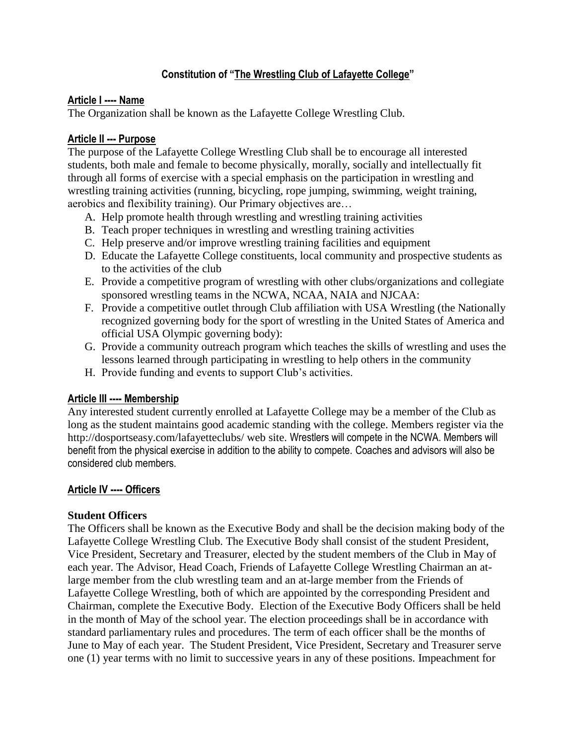# Constitution of "The Wrestling Club of Lafayette College"

## Article I ---- Name

The Organization shall be known as the Lafayette College Wrestling Club.

## Article II --- Purpose

The purpose of the Lafayette College Wrestling Club shall be to encourage all interested students, both male and female to become physically, morally, socially and intellectually fit through all forms of exercise with a special emphasis on the participation in wrestling and wrestling training activities (running, bicycling, rope jumping, swimming, weight training, aerobics and flexibility training). Our Primary objectives are…

A. Help promote health through wrestling and wrestling training activities
B. Teach proper techniques in wrestling and wrestling training activities
C. Help preserve and/or improve wrestling training facilities and equipment
D. Educate the Lafayette College constituents, local community and prospective students as to the activities of the club
E. Provide a competitive program of wrestling with other clubs/organizations and collegiate sponsored wrestling teams in the NCWA, NCAA, NAIA and NJCAA:
F. Provide a competitive outlet through Club affiliation with USA Wrestling (the Nationally recognized governing body for the sport of wrestling in the United States of America and official USA Olympic governing body):
G. Provide a community outreach program which teaches the skills of wrestling and uses the lessons learned through participating in wrestling to help others in the community
H. Provide funding and events to support Club's activities.

## Article III ---- Membership

Any interested student currently enrolled at Lafayette College may be a member of the Club as long as the student maintains good academic standing with the college. Members register via the http://dosportseasy.com/lafayetteclubs/ web site. Wrestlers will compete in the NCWA. Members will benefit from the physical exercise in addition to the ability to compete. Coaches and advisors will also be considered club members.

## Article IV ---- Officers

### Student Officers

The Officers shall be known as the Executive Body and shall be the decision making body of the Lafayette College Wrestling Club. The Executive Body shall consist of the student President, Vice President, Secretary and Treasurer, elected by the student members of the Club in May of each year. The Advisor, Head Coach, Friends of Lafayette College Wrestling Chairman an at-large member from the club wrestling team and an at-large member from the Friends of Lafayette College Wrestling, both of which are appointed by the corresponding President and Chairman, complete the Executive Body. Election of the Executive Body Officers shall be held in the month of May of the school year. The election proceedings shall be in accordance with standard parliamentary rules and procedures. The term of each officer shall be the months of June to May of each year. The Student President, Vice President, Secretary and Treasurer serve one (1) year terms with no limit to successive years in any of these positions. Impeachment for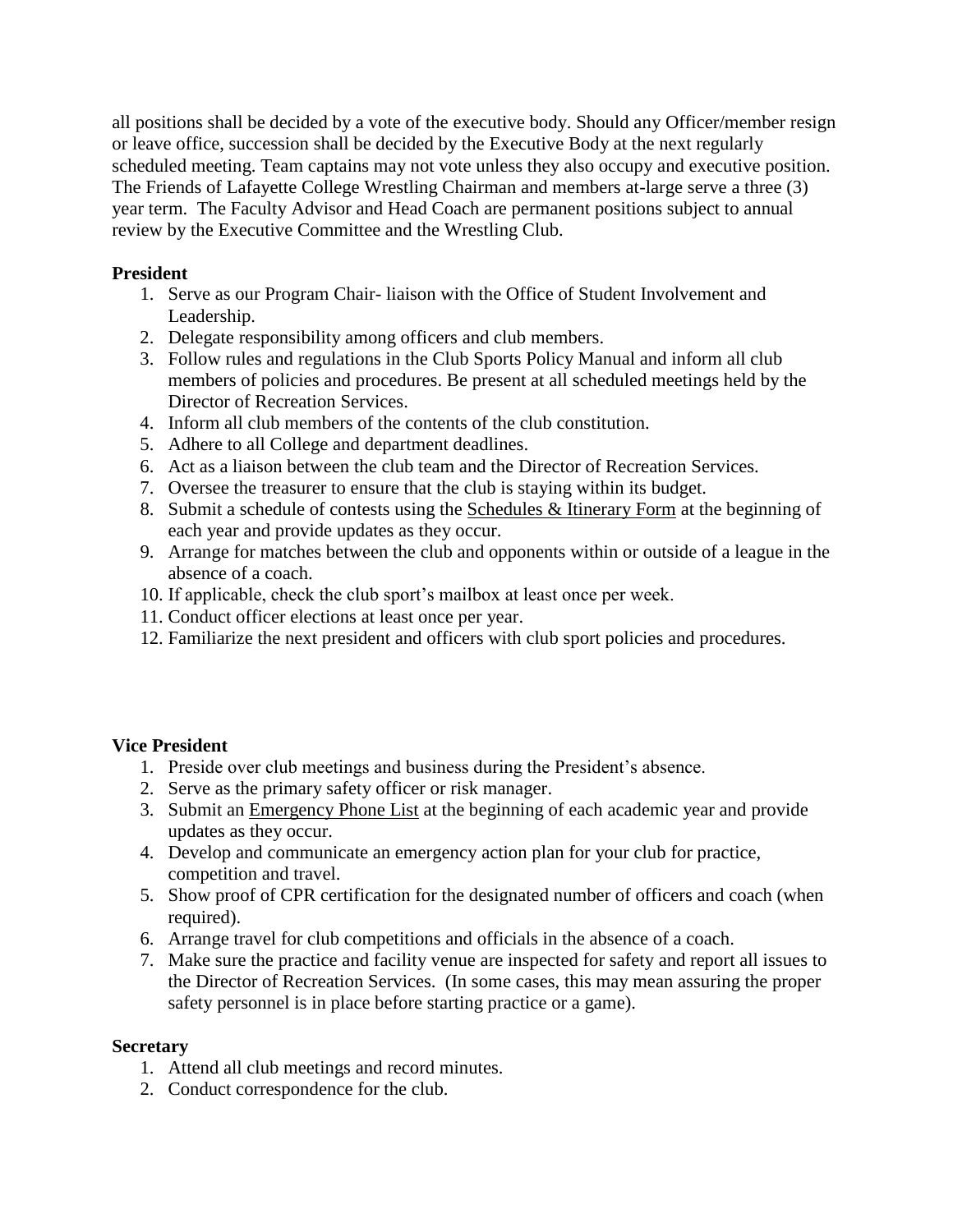all positions shall be decided by a vote of the executive body. Should any Officer/member resign or leave office, succession shall be decided by the Executive Body at the next regularly scheduled meeting. Team captains may not vote unless they also occupy and executive position. The Friends of Lafayette College Wrestling Chairman and members at-large serve a three (3) year term. The Faculty Advisor and Head Coach are permanent positions subject to annual review by the Executive Committee and the Wrestling Club.

**President**

1. Serve as our Program Chair- liaison with the Office of Student Involvement and Leadership.
2. Delegate responsibility among officers and club members.
3. Follow rules and regulations in the Club Sports Policy Manual and inform all club members of policies and procedures. Be present at all scheduled meetings held by the Director of Recreation Services.
4. Inform all club members of the contents of the club constitution.
5. Adhere to all College and department deadlines.
6. Act as a liaison between the club team and the Director of Recreation Services.
7. Oversee the treasurer to ensure that the club is staying within its budget.
8. Submit a schedule of contests using the Schedules & Itinerary Form at the beginning of each year and provide updates as they occur.
9. Arrange for matches between the club and opponents within or outside of a league in the absence of a coach.
10. If applicable, check the club sport's mailbox at least once per week.
11. Conduct officer elections at least once per year.
12. Familiarize the next president and officers with club sport policies and procedures.

**Vice President**

1. Preside over club meetings and business during the President's absence.
2. Serve as the primary safety officer or risk manager.
3. Submit an Emergency Phone List at the beginning of each academic year and provide updates as they occur.
4. Develop and communicate an emergency action plan for your club for practice, competition and travel.
5. Show proof of CPR certification for the designated number of officers and coach (when required).
6. Arrange travel for club competitions and officials in the absence of a coach.
7. Make sure the practice and facility venue are inspected for safety and report all issues to the Director of Recreation Services. (In some cases, this may mean assuring the proper safety personnel is in place before starting practice or a game).

**Secretary**

1. Attend all club meetings and record minutes.
2. Conduct correspondence for the club.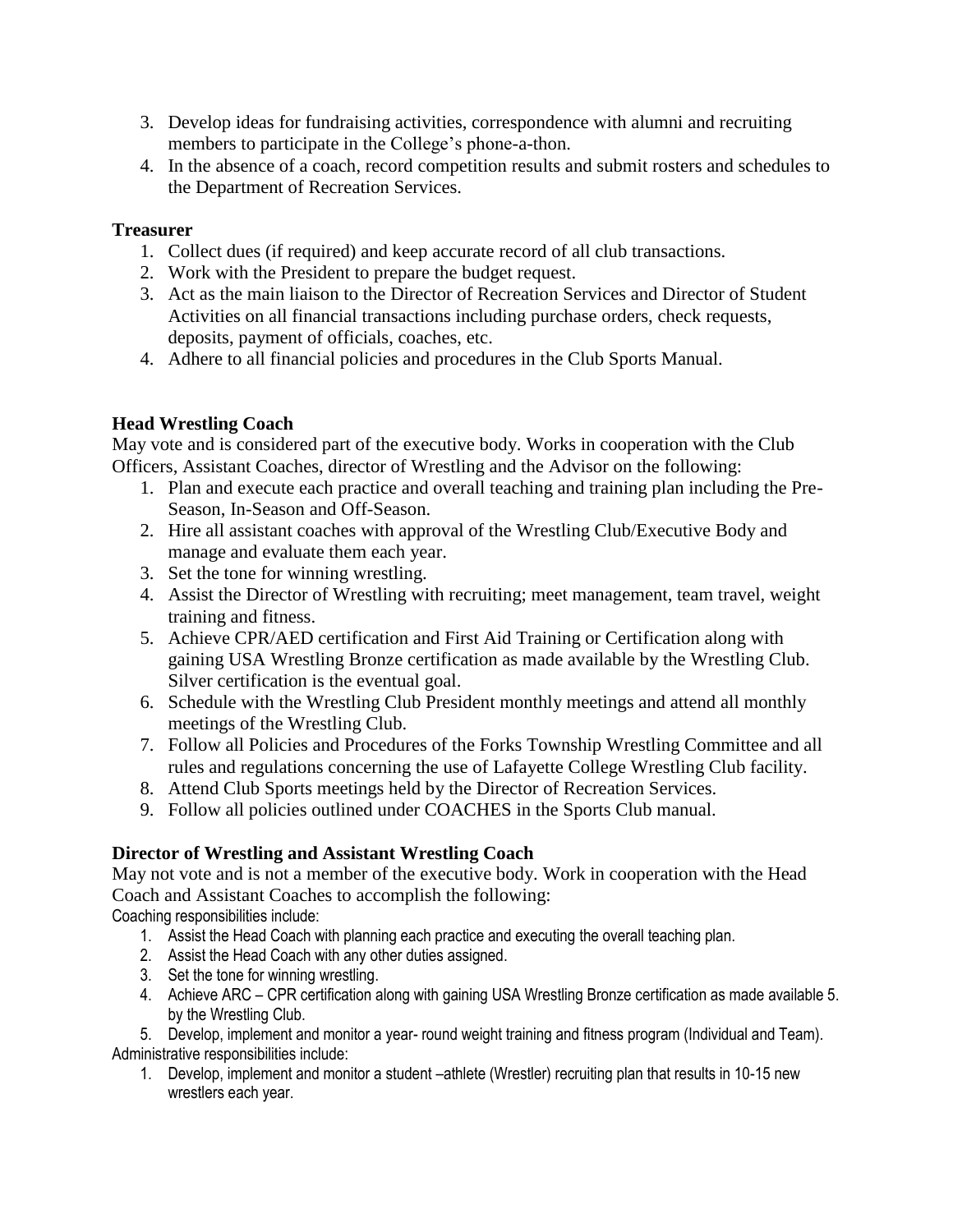3. Develop ideas for fundraising activities, correspondence with alumni and recruiting members to participate in the College's phone-a-thon.
4. In the absence of a coach, record competition results and submit rosters and schedules to the Department of Recreation Services.

**Treasurer**

1. Collect dues (if required) and keep accurate record of all club transactions.
2. Work with the President to prepare the budget request.
3. Act as the main liaison to the Director of Recreation Services and Director of Student Activities on all financial transactions including purchase orders, check requests, deposits, payment of officials, coaches, etc.
4. Adhere to all financial policies and procedures in the Club Sports Manual.

**Head Wrestling Coach**

May vote and is considered part of the executive body. Works in cooperation with the Club Officers, Assistant Coaches, director of Wrestling and the Advisor on the following:

1. Plan and execute each practice and overall teaching and training plan including the Pre-Season, In-Season and Off-Season.
2. Hire all assistant coaches with approval of the Wrestling Club/Executive Body and manage and evaluate them each year.
3. Set the tone for winning wrestling.
4. Assist the Director of Wrestling with recruiting; meet management, team travel, weight training and fitness.
5. Achieve CPR/AED certification and First Aid Training or Certification along with gaining USA Wrestling Bronze certification as made available by the Wrestling Club. Silver certification is the eventual goal.
6. Schedule with the Wrestling Club President monthly meetings and attend all monthly meetings of the Wrestling Club.
7. Follow all Policies and Procedures of the Forks Township Wrestling Committee and all rules and regulations concerning the use of Lafayette College Wrestling Club facility.
8. Attend Club Sports meetings held by the Director of Recreation Services.
9. Follow all policies outlined under COACHES in the Sports Club manual.

**Director of Wrestling and Assistant Wrestling Coach**

May not vote and is not a member of the executive body. Work in cooperation with the Head Coach and Assistant Coaches to accomplish the following:

Coaching responsibilities include:

1. Assist the Head Coach with planning each practice and executing the overall teaching plan.
2. Assist the Head Coach with any other duties assigned.
3. Set the tone for winning wrestling.
4. Achieve ARC – CPR certification along with gaining USA Wrestling Bronze certification as made available 5. by the Wrestling Club.
5. Develop, implement and monitor a year- round weight training and fitness program (Individual and Team).

Administrative responsibilities include:

1. Develop, implement and monitor a student –athlete (Wrestler) recruiting plan that results in 10-15 new wrestlers each year.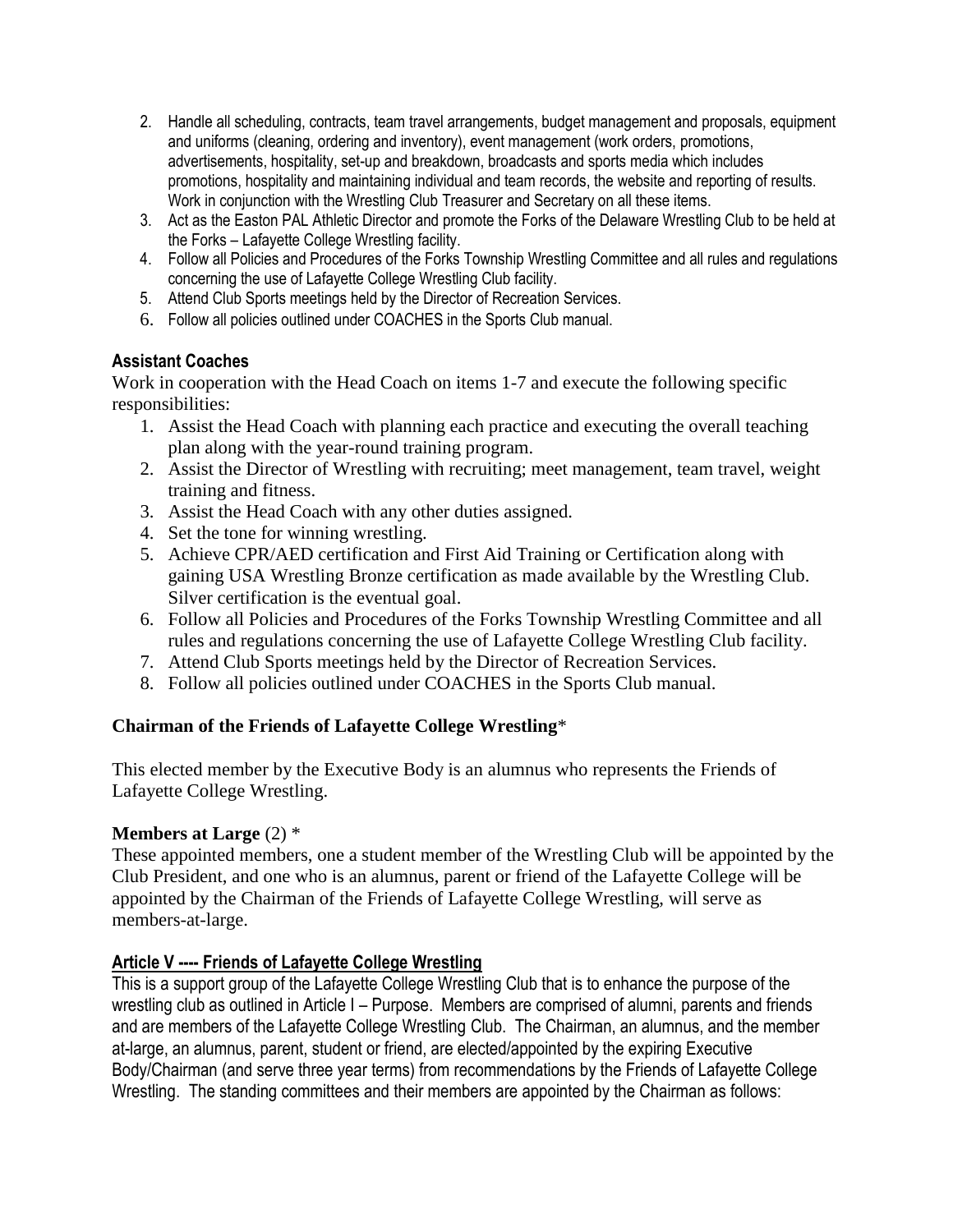2. Handle all scheduling, contracts, team travel arrangements, budget management and proposals, equipment and uniforms (cleaning, ordering and inventory), event management (work orders, promotions, advertisements, hospitality, set-up and breakdown, broadcasts and sports media which includes promotions, hospitality and maintaining individual and team records, the website and reporting of results. Work in conjunction with the Wrestling Club Treasurer and Secretary on all these items.
3. Act as the Easton PAL Athletic Director and promote the Forks of the Delaware Wrestling Club to be held at the Forks – Lafayette College Wrestling facility.
4. Follow all Policies and Procedures of the Forks Township Wrestling Committee and all rules and regulations concerning the use of Lafayette College Wrestling Club facility.
5. Attend Club Sports meetings held by the Director of Recreation Services.
6. Follow all policies outlined under COACHES in the Sports Club manual.

**Assistant Coaches**

Work in cooperation with the Head Coach on items 1-7 and execute the following specific responsibilities:

1. Assist the Head Coach with planning each practice and executing the overall teaching plan along with the year-round training program.
2. Assist the Director of Wrestling with recruiting; meet management, team travel, weight training and fitness.
3. Assist the Head Coach with any other duties assigned.
4. Set the tone for winning wrestling.
5. Achieve CPR/AED certification and First Aid Training or Certification along with gaining USA Wrestling Bronze certification as made available by the Wrestling Club. Silver certification is the eventual goal.
6. Follow all Policies and Procedures of the Forks Township Wrestling Committee and all rules and regulations concerning the use of Lafayette College Wrestling Club facility.
7. Attend Club Sports meetings held by the Director of Recreation Services.
8. Follow all policies outlined under COACHES in the Sports Club manual.

**Chairman of the Friends of Lafayette College Wrestling***

This elected member by the Executive Body is an alumnus who represents the Friends of Lafayette College Wrestling.

**Members at Large** (2) *

These appointed members, one a student member of the Wrestling Club will be appointed by the Club President, and one who is an alumnus, parent or friend of the Lafayette College will be appointed by the Chairman of the Friends of Lafayette College Wrestling, will serve as members-at-large.

## Article V ---- Friends of Lafayette College Wrestling

This is a support group of the Lafayette College Wrestling Club that is to enhance the purpose of the wrestling club as outlined in Article I – Purpose. Members are comprised of alumni, parents and friends and are members of the Lafayette College Wrestling Club. The Chairman, an alumnus, and the member at-large, an alumnus, parent, student or friend, are elected/appointed by the expiring Executive Body/Chairman (and serve three year terms) from recommendations by the Friends of Lafayette College Wrestling. The standing committees and their members are appointed by the Chairman as follows: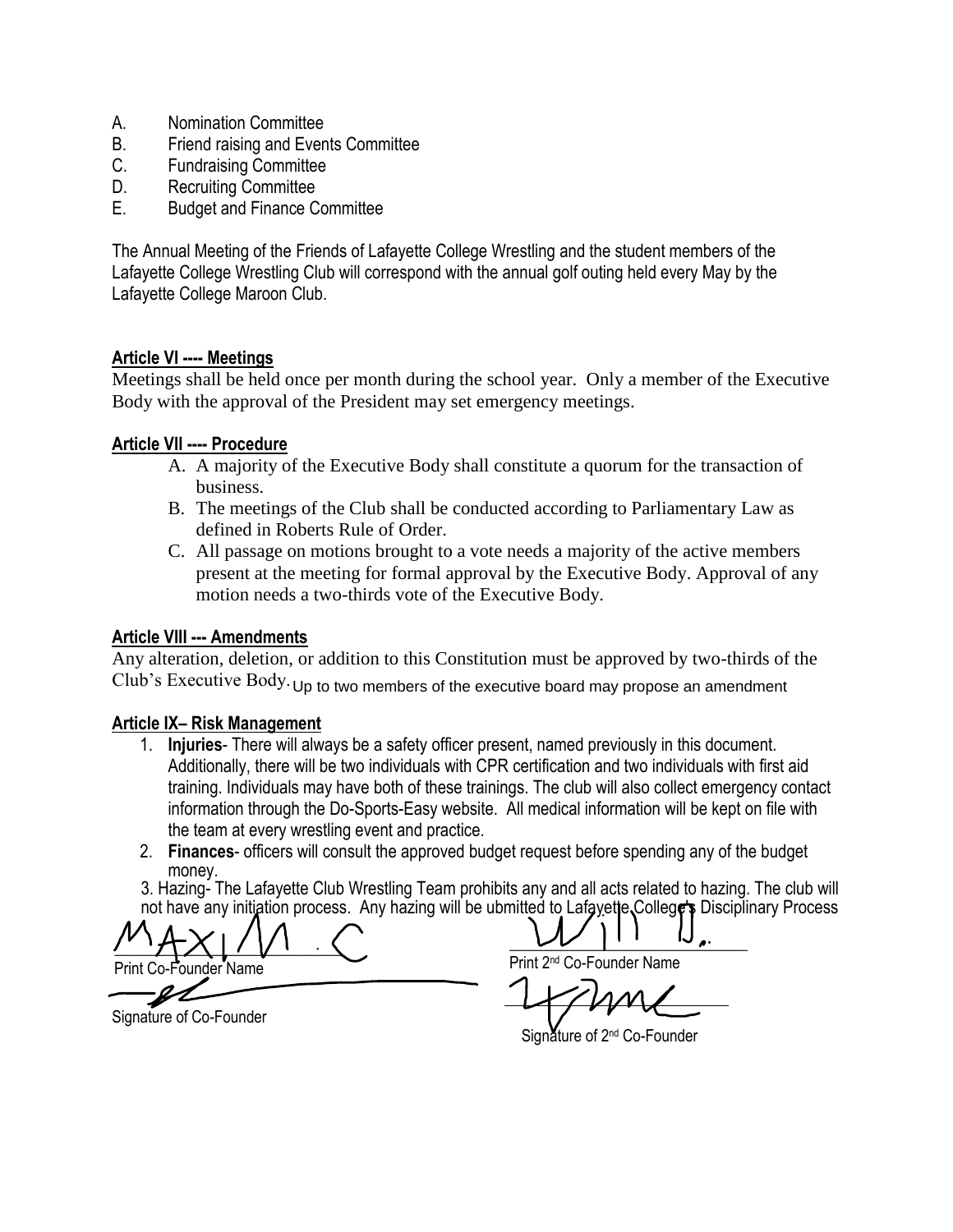A. Nomination Committee
B. Friend raising and Events Committee
C. Fundraising Committee
D. Recruiting Committee
E. Budget and Finance Committee

The Annual Meeting of the Friends of Lafayette College Wrestling and the student members of the Lafayette College Wrestling Club will correspond with the annual golf outing held every May by the Lafayette College Maroon Club.

**Article VI ---- Meetings**

Meetings shall be held once per month during the school year. Only a member of the Executive Body with the approval of the President may set emergency meetings.

**Article VII ---- Procedure**

A. A majority of the Executive Body shall constitute a quorum for the transaction of business.
B. The meetings of the Club shall be conducted according to Parliamentary Law as defined in Roberts Rule of Order.
C. All passage on motions brought to a vote needs a majority of the active members present at the meeting for formal approval by the Executive Body. Approval of any motion needs a two-thirds vote of the Executive Body.

**Article VIII --- Amendments**

Any alteration, deletion, or addition to this Constitution must be approved by two-thirds of the Club's Executive Body. Up to two members of the executive board may propose an amendment

**Article IX– Risk Management**

1. **Injuries**- There will always be a safety officer present, named previously in this document. Additionally, there will be two individuals with CPR certification and two individuals with first aid training. Individuals may have both of these trainings. The club will also collect emergency contact information through the Do-Sports-Easy website. All medical information will be kept on file with the team at every wrestling event and practice.
2. **Finances**- officers will consult the approved budget request before spending any of the budget money.
3. Hazing- The Lafayette Club Wrestling Team prohibits any and all acts related to hazing. The club will not have any initiation process. Any hazing will be ubmitted to Lafayette College's Disciplinary Process

MAXIM C.

Print Co-Founder Name

Signature of Co-Founder

WILL D.

Print 2nd Co-Founder Name

Signature of 2nd Co-Founder